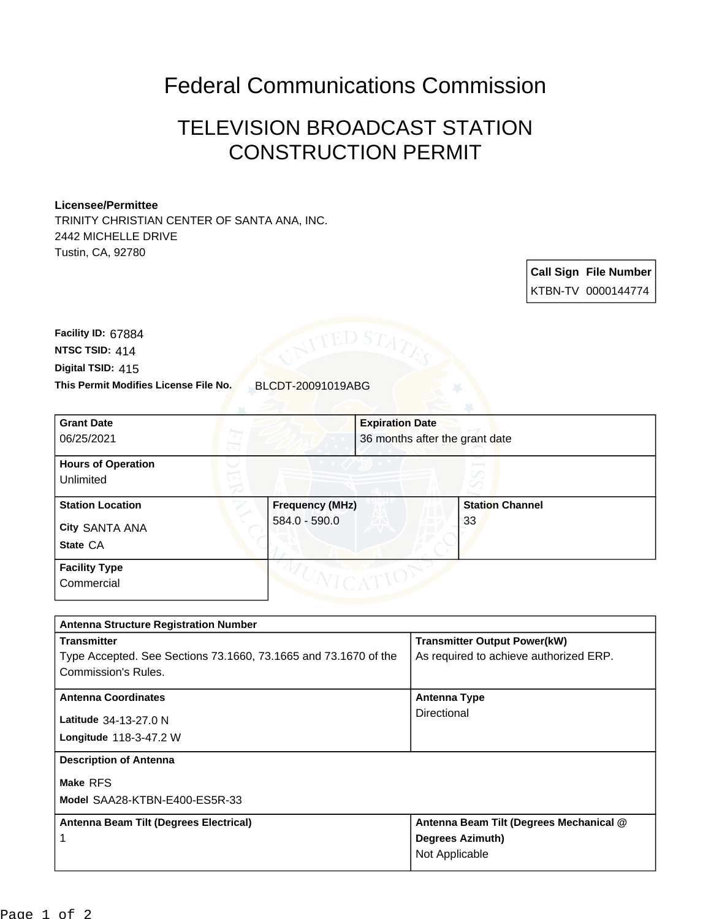# Federal Communications Commission

## TELEVISION BROADCAST STATION CONSTRUCTION PERMIT

**Licensee/Permittee**
TRINITY CHRISTIAN CENTER OF SANTA ANA, INC.
2442 MICHELLE DRIVE
Tustin, CA, 92780

| Call Sign | File Number |
|---|---|
| KTBN-TV | 0000144774 |

**Facility ID:** 67884
**NTSC TSID:** 414
**Digital TSID:** 415
**This Permit Modifies License File No.** BLCDT-20091019ABG

| Grant Date | Expiration Date |
|---|---|
| 06/25/2021 | 36 months after the grant date |

**Hours of Operation**
Unlimited

| Station Location | Frequency (MHz) | Station Channel |
|---|---|---|
| City SANTA ANA<br>State CA | 584.0 - 590.0 | 33 |

**Facility Type**
Commercial

**Antenna Structure Registration Number**

| Transmitter | Transmitter Output Power(kW) |
|---|---|
| Type Accepted. See Sections 73.1660, 73.1665 and 73.1670 of the Commission's Rules. | As required to achieve authorized ERP. |

| Antenna Coordinates | Antenna Type |
|---|---|
| Latitude 34-13-27.0 N<br>Longitude 118-3-47.2 W | Directional |

**Description of Antenna**
**Make** RFS
**Model** SAA28-KTBN-E400-ES5R-33

| Antenna Beam Tilt (Degrees Electrical) | Antenna Beam Tilt (Degrees Mechanical @ Degrees Azimuth) |
|---|---|
| 1 | Not Applicable |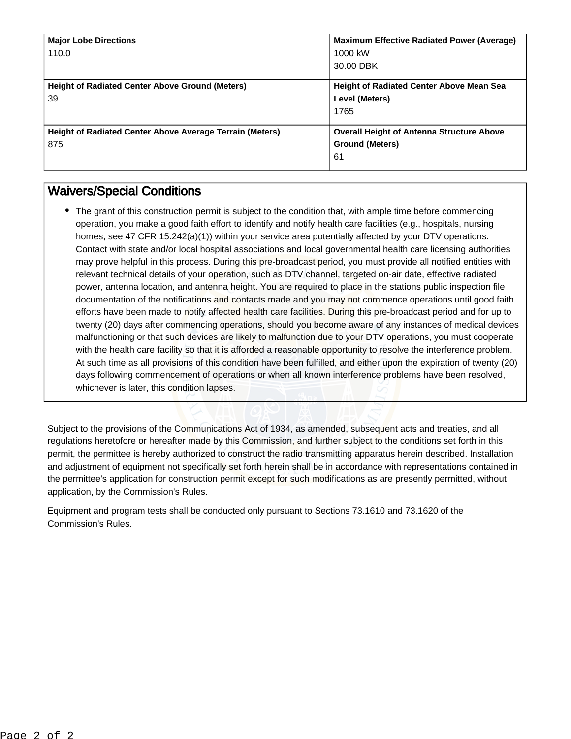| | |
|---|---|
| **Major Lobe Directions**<br>110.0 | **Maximum Effective Radiated Power (Average)**<br>1000 kW<br>30.00 DBK |
| **Height of Radiated Center Above Ground (Meters)**<br>39 | **Height of Radiated Center Above Mean Sea Level (Meters)**<br>1765 |
| **Height of Radiated Center Above Average Terrain (Meters)**<br>875 | **Overall Height of Antenna Structure Above Ground (Meters)**<br>61 |

## Waivers/Special Conditions

- The grant of this construction permit is subject to the condition that, with ample time before commencing operation, you make a good faith effort to identify and notify health care facilities (e.g., hospitals, nursing homes, see 47 CFR 15.242(a)(1)) within your service area potentially affected by your DTV operations. Contact with state and/or local hospital associations and local governmental health care licensing authorities may prove helpful in this process. During this pre-broadcast period, you must provide all notified entities with relevant technical details of your operation, such as DTV channel, targeted on-air date, effective radiated power, antenna location, and antenna height. You are required to place in the stations public inspection file documentation of the notifications and contacts made and you may not commence operations until good faith efforts have been made to notify affected health care facilities. During this pre-broadcast period and for up to twenty (20) days after commencing operations, should you become aware of any instances of medical devices malfunctioning or that such devices are likely to malfunction due to your DTV operations, you must cooperate with the health care facility so that it is afforded a reasonable opportunity to resolve the interference problem. At such time as all provisions of this condition have been fulfilled, and either upon the expiration of twenty (20) days following commencement of operations or when all known interference problems have been resolved, whichever is later, this condition lapses.

Subject to the provisions of the Communications Act of 1934, as amended, subsequent acts and treaties, and all regulations heretofore or hereafter made by this Commission, and further subject to the conditions set forth in this permit, the permittee is hereby authorized to construct the radio transmitting apparatus herein described. Installation and adjustment of equipment not specifically set forth herein shall be in accordance with representations contained in the permittee's application for construction permit except for such modifications as are presently permitted, without application, by the Commission's Rules.

Equipment and program tests shall be conducted only pursuant to Sections 73.1610 and 73.1620 of the Commission's Rules.